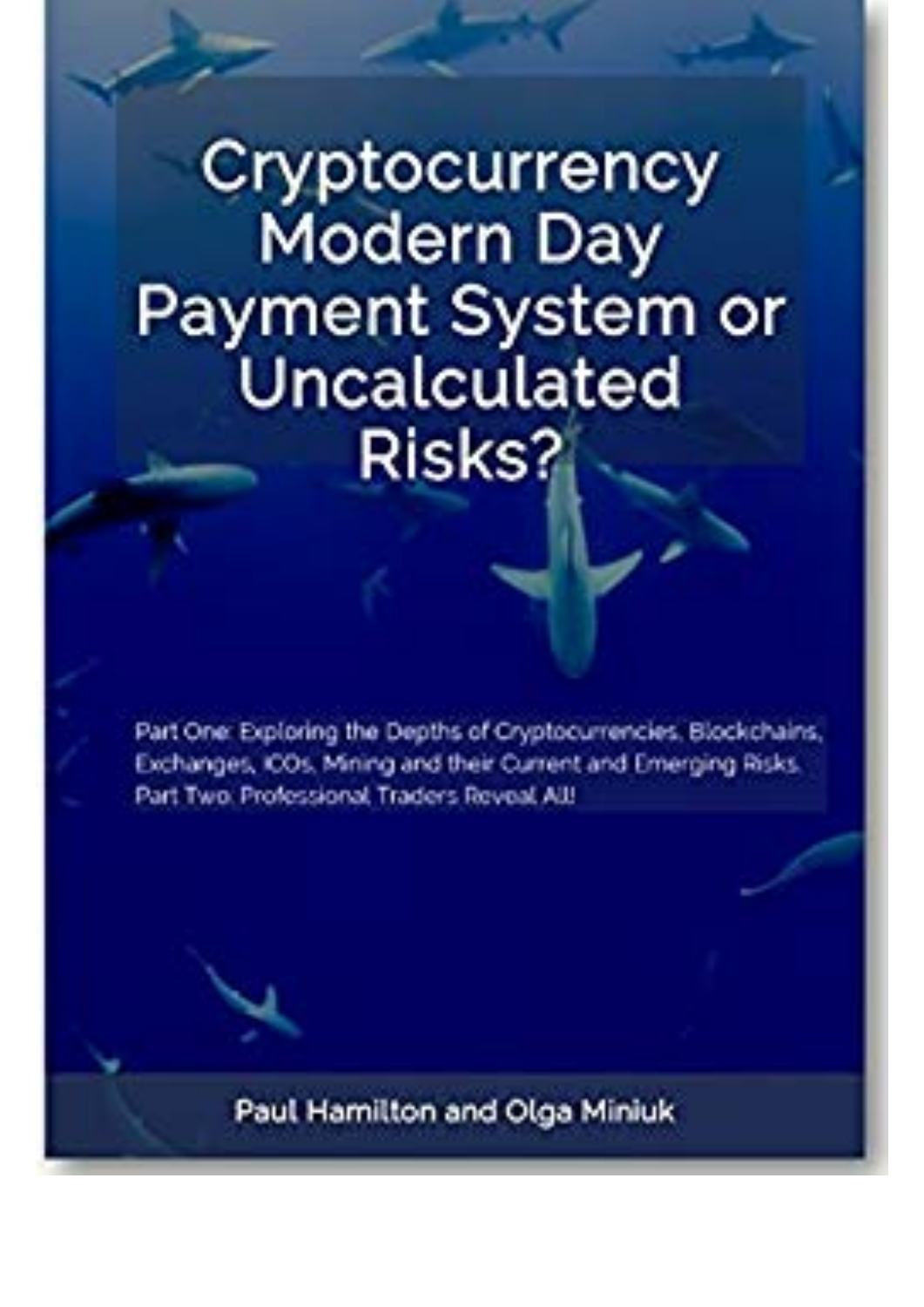# Cryptocurrency Modern Day Payment System or Uncalculated Risks?

Part One: Exploring the Depths of Cryptocurrencies, Blockchains, Exchanges, ICOs, Mining and their Current and Emerging Risks. Part Two: Professional Traders Reveal All!

Paul Hamilton and Olga Miniuk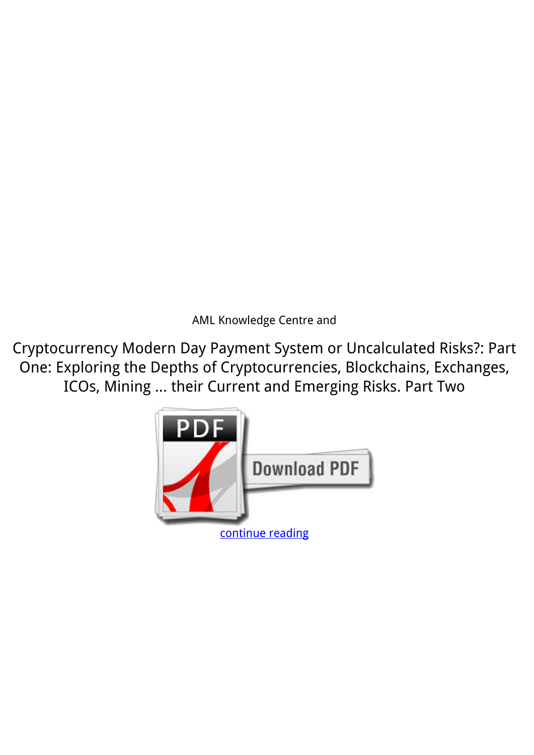AML Knowledge Centre and

Cryptocurrency Modern Day Payment System or Uncalculated Risks?: Part One: Exploring the Depths of Cryptocurrencies, Blockchains, Exchanges, ICOs, Mining ... their Current and Emerging Risks. Part Two

continue reading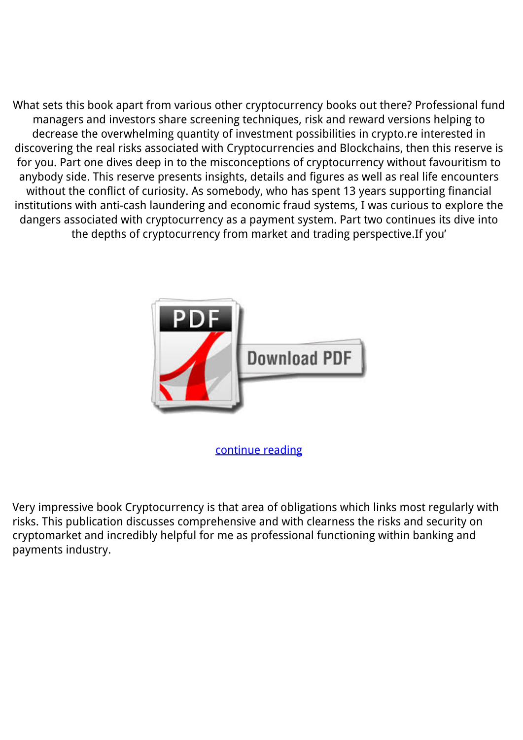What sets this book apart from various other cryptocurrency books out there? Professional fund managers and investors share screening techniques, risk and reward versions helping to decrease the overwhelming quantity of investment possibilities in crypto.re interested in discovering the real risks associated with Cryptocurrencies and Blockchains, then this reserve is for you. Part one dives deep in to the misconceptions of cryptocurrency without favouritism to anybody side. This reserve presents insights, details and figures as well as real life encounters without the conflict of curiosity. As somebody, who has spent 13 years supporting financial institutions with anti-cash laundering and economic fraud systems, I was curious to explore the dangers associated with cryptocurrency as a payment system. Part two continues its dive into the depths of cryptocurrency from market and trading perspective.If you'

continue reading

Very impressive book Cryptocurrency is that area of obligations which links most regularly with risks. This publication discusses comprehensive and with clearness the risks and security on cryptomarket and incredibly helpful for me as professional functioning within banking and payments industry.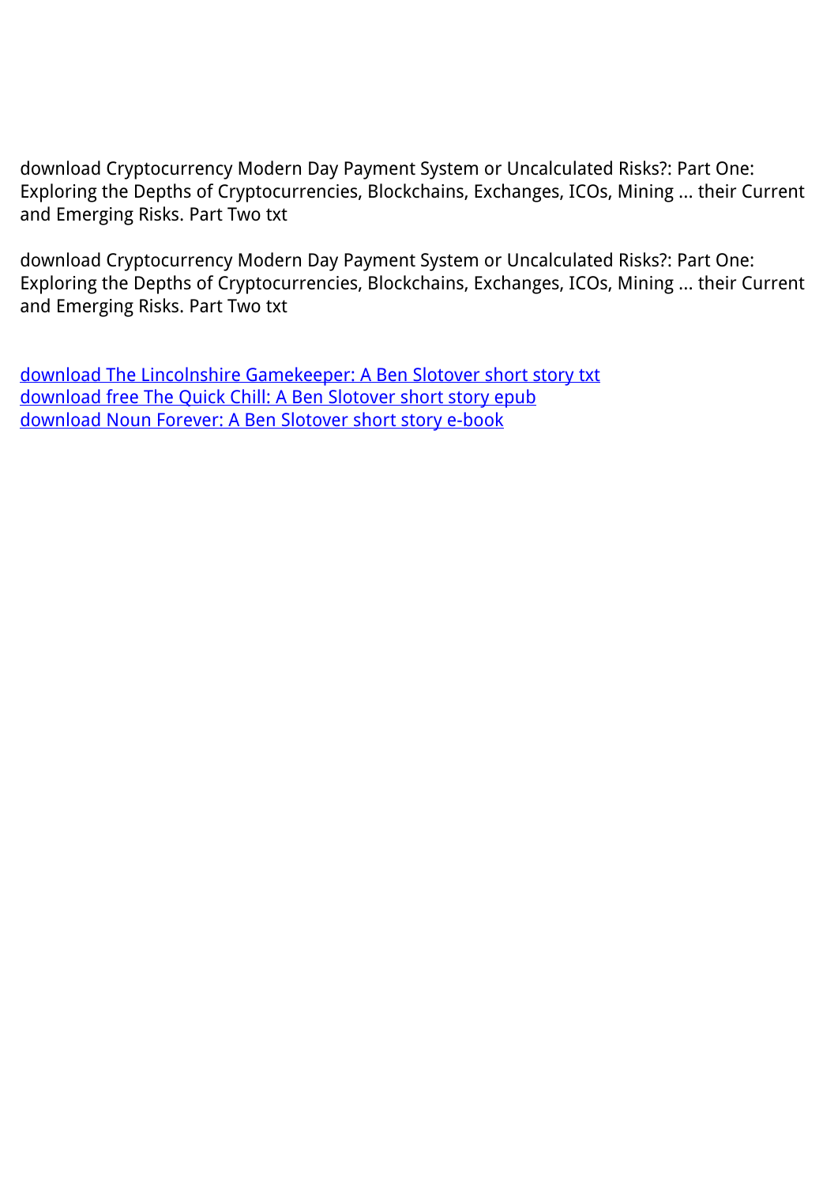download Cryptocurrency Modern Day Payment System or Uncalculated Risks?: Part One: Exploring the Depths of Cryptocurrencies, Blockchains, Exchanges, ICOs, Mining ... their Current and Emerging Risks. Part Two txt

download Cryptocurrency Modern Day Payment System or Uncalculated Risks?: Part One: Exploring the Depths of Cryptocurrencies, Blockchains, Exchanges, ICOs, Mining ... their Current and Emerging Risks. Part Two txt

download The Lincolnshire Gamekeeper: A Ben Slotover short story txt
download free The Quick Chill: A Ben Slotover short story epub
download Noun Forever: A Ben Slotover short story e-book